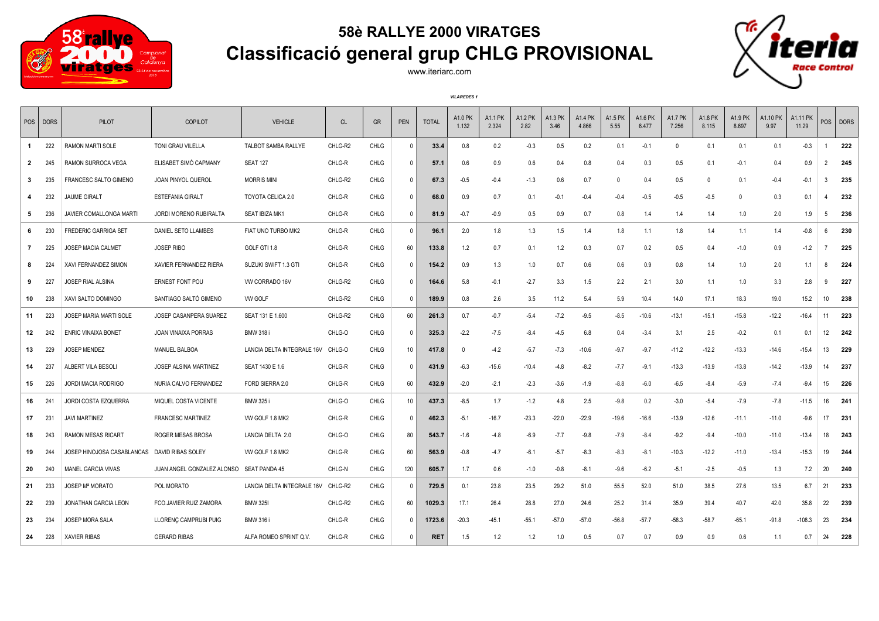# 58è RALLYE 2000 VIRATGES

## Classificació general grup CHLG PROVISIONAL

www.iteriarc.com

*VILAREDES 1*

| POS | DORS | PILOT | COPILOT | VEHICLE | CL | GR | PEN | TOTAL | A1.0 PK 1.132 | A1.1 PK 2.324 | A1.2 PK 2.82 | A1.3 PK 3.46 | A1.4 PK 4.866 | A1.5 PK 5.55 | A1.6 PK 6.477 | A1.7 PK 7.256 | A1.8 PK 8.115 | A1.9 PK 8.697 | A1.10 PK 9.97 | A1.11 PK 11.29 | POS | DORS |
|---|---|---|---|---|---|---|---|---|---|---|---|---|---|---|---|---|---|---|---|---|---|---|
| 1 | 222 | RAMON MARTI SOLE | TONI GRAU VILELLA | TALBOT SAMBA RALLYE | CHLG-R2 | CHLG | 0 | 33.4 | 0.8 | 0.2 | -0.3 | 0.5 | 0.2 | 0.1 | -0.1 | 0 | 0.1 | 0.1 | 0.1 | -0.3 | 1 | 222 |
| 2 | 245 | RAMON SURROCA VEGA | ELISABET SIMÓ CAPMANY | SEAT 127 | CHLG-R | CHLG | 0 | 57.1 | 0.6 | 0.9 | 0.6 | 0.4 | 0.8 | 0.4 | 0.3 | 0.5 | 0.1 | -0.1 | 0.4 | 0.9 | 2 | 245 |
| 3 | 235 | FRANCESC SALTO GIMENO | JOAN PINYOL QUEROL | MORRIS MINI | CHLG-R2 | CHLG | 0 | 67.3 | -0.5 | -0.4 | -1.3 | 0.6 | 0.7 | 0 | 0.4 | 0.5 | 0 | 0.1 | -0.4 | -0.1 | 3 | 235 |
| 4 | 232 | JAUME GIRALT | ESTEFANIA GIRALT | TOYOTA CELICA 2.0 | CHLG-R | CHLG | 0 | 68.0 | 0.9 | 0.7 | 0.1 | -0.1 | -0.4 | -0.4 | -0.5 | -0.5 | -0.5 | 0 | 0.3 | 0.1 | 4 | 232 |
| 5 | 236 | JAVIER COMALLONGA MARTI | JORDI MORENO RUBIRALTA | SEAT IBIZA MK1 | CHLG-R | CHLG | 0 | 81.9 | -0.7 | -0.9 | 0.5 | 0.9 | 0.7 | 0.8 | 1.4 | 1.4 | 1.4 | 1.0 | 2.0 | 1.9 | 5 | 236 |
| 6 | 230 | FREDERIC GARRIGA SET | DANIEL SETO LLAMBES | FIAT UNO TURBO MK2 | CHLG-R | CHLG | 0 | 96.1 | 2.0 | 1.8 | 1.3 | 1.5 | 1.4 | 1.8 | 1.1 | 1.8 | 1.4 | 1.1 | 1.4 | -0.8 | 6 | 230 |
| 7 | 225 | JOSEP MACIA CALMET | JOSEP RIBO | GOLF GTI 1.8 | CHLG-R | CHLG | 60 | 133.8 | 1.2 | 0.7 | 0.1 | 1.2 | 0.3 | 0.7 | 0.2 | 0.5 | 0.4 | -1.0 | 0.9 | -1.2 | 7 | 225 |
| 8 | 224 | XAVI FERNANDEZ SIMON | XAVIER FERNANDEZ RIERA | SUZUKI SWIFT 1.3 GTI | CHLG-R | CHLG | 0 | 154.2 | 0.9 | 1.3 | 1.0 | 0.7 | 0.6 | 0.6 | 0.9 | 0.8 | 1.4 | 1.0 | 2.0 | 1.1 | 8 | 224 |
| 9 | 227 | JOSEP RIAL ALSINA | ERNEST FONT POU | VW CORRADO 16V | CHLG-R2 | CHLG | 0 | 164.6 | 5.8 | -0.1 | -2.7 | 3.3 | 1.5 | 2.2 | 2.1 | 3.0 | 1.1 | 1.0 | 3.3 | 2.8 | 9 | 227 |
| 10 | 238 | XAVI SALTO DOMINGO | SANTIAGO SALTÓ GIMENO | VW GOLF | CHLG-R2 | CHLG | 0 | 189.9 | 0.8 | 2.6 | 3.5 | 11.2 | 5.4 | 5.9 | 10.4 | 14.0 | 17.1 | 18.3 | 19.0 | 15.2 | 10 | 238 |
| 11 | 223 | JOSEP MARIA MARTI SOLE | JOSEP CASANPERA SUAREZ | SEAT 131 E 1.600 | CHLG-R2 | CHLG | 60 | 261.3 | 0.7 | -0.7 | -5.4 | -7.2 | -9.5 | -8.5 | -10.6 | -13.1 | -15.1 | -15.8 | -12.2 | -16.4 | 11 | 223 |
| 12 | 242 | ENRIC VINAIXA BONET | JOAN VINAIXA PORRAS | BMW 318 i | CHLG-O | CHLG | 0 | 325.3 | -2.2 | -7.5 | -8.4 | -4.5 | 6.8 | 0.4 | -3.4 | 3.1 | 2.5 | -0.2 | 0.1 | 0.1 | 12 | 242 |
| 13 | 229 | JOSEP MENDEZ | MANUEL BALBOA | LANCIA DELTA INTEGRALE 16V | CHLG-O | CHLG | 10 | 417.8 | 0 | -4.2 | -5.7 | -7.3 | -10.6 | -9.7 | -9.7 | -11.2 | -12.2 | -13.3 | -14.6 | -15.4 | 13 | 229 |
| 14 | 237 | ALBERT VILA BESOLI | JOSEP ALSINA MARTINEZ | SEAT 1430 E 1.6 | CHLG-R | CHLG | 0 | 431.9 | -6.3 | -15.6 | -10.4 | -4.8 | -8.2 | -7.7 | -9.1 | -13.3 | -13.9 | -13.8 | -14.2 | -13.9 | 14 | 237 |
| 15 | 226 | JORDI MACIA RODRIGO | NURIA CALVO FERNANDEZ | FORD SIERRA 2.0 | CHLG-R | CHLG | 60 | 432.9 | -2.0 | -2.1 | -2.3 | -3.6 | -1.9 | -8.8 | -6.0 | -6.5 | -8.4 | -5.9 | -7.4 | -9.4 | 15 | 226 |
| 16 | 241 | JORDI COSTA EZQUERRA | MIQUEL COSTA VICENTE | BMW 325 i | CHLG-O | CHLG | 10 | 437.3 | -8.5 | 1.7 | -1.2 | 4.8 | 2.5 | -9.8 | 0.2 | -3.0 | -5.4 | -7.9 | -7.8 | -11.5 | 16 | 241 |
| 17 | 231 | JAVI MARTINEZ | FRANCESC MARTINEZ | VW GOLF 1.8 MK2 | CHLG-R | CHLG | 0 | 462.3 | -5.1 | -16.7 | -23.3 | -22.0 | -22.9 | -19.6 | -16.6 | -13.9 | -12.6 | -11.1 | -11.0 | -9.6 | 17 | 231 |
| 18 | 243 | RAMON MESAS RICART | ROGER MESAS BROSA | LANCIA DELTA 2.0 | CHLG-O | CHLG | 80 | 543.7 | -1.6 | -4.8 | -6.9 | -7.7 | -9.8 | -7.9 | -8.4 | -9.2 | -9.4 | -10.0 | -11.0 | -13.4 | 18 | 243 |
| 19 | 244 | JOSEP HINOJOSA CASABLANCAS | DAVID RIBAS SOLEY | VW GOLF 1.8 MK2 | CHLG-R | CHLG | 60 | 563.9 | -0.8 | -4.7 | -6.1 | -5.7 | -8.3 | -8.3 | -8.1 | -10.3 | -12.2 | -11.0 | -13.4 | -15.3 | 19 | 244 |
| 20 | 240 | MANEL GARCIA VIVAS | JUAN ANGEL GONZALEZ ALONSO | SEAT PANDA 45 | CHLG-N | CHLG | 120 | 605.7 | 1.7 | 0.6 | -1.0 | -0.8 | -8.1 | -9.6 | -6.2 | -5.1 | -2.5 | -0.5 | 1.3 | 7.2 | 20 | 240 |
| 21 | 233 | JOSEP Mª MORATO | POL MORATO | LANCIA DELTA INTEGRALE 16V | CHLG-R2 | CHLG | 0 | 729.5 | 0.1 | 23.8 | 23.5 | 29.2 | 51.0 | 55.5 | 52.0 | 51.0 | 38.5 | 27.6 | 13.5 | 6.7 | 21 | 233 |
| 22 | 239 | JONATHAN GARCIA LEON | FCO.JAVIER RUIZ ZAMORA | BMW 325I | CHLG-R2 | CHLG | 60 | 1029.3 | 17.1 | 26.4 | 28.8 | 27.0 | 24.6 | 25.2 | 31.4 | 35.9 | 39.4 | 40.7 | 42.0 | 35.8 | 22 | 239 |
| 23 | 234 | JOSEP MORA SALA | LLORENÇ CAMPRUBI PUIG | BMW 316 i | CHLG-R | CHLG | 0 | 1723.6 | -20.3 | -45.1 | -55.1 | -57.0 | -57.0 | -56.8 | -57.7 | -58.3 | -58.7 | -65.1 | -91.8 | -108.3 | 23 | 234 |
| 24 | 228 | XAVIER RIBAS | GERARD RIBAS | ALFA ROMEO SPRINT Q.V. | CHLG-R | CHLG | 0 | RET | 1.5 | 1.2 | 1.2 | 1.0 | 0.5 | 0.7 | 0.7 | 0.9 | 0.9 | 0.6 | 1.1 | 0.7 | 24 | 228 |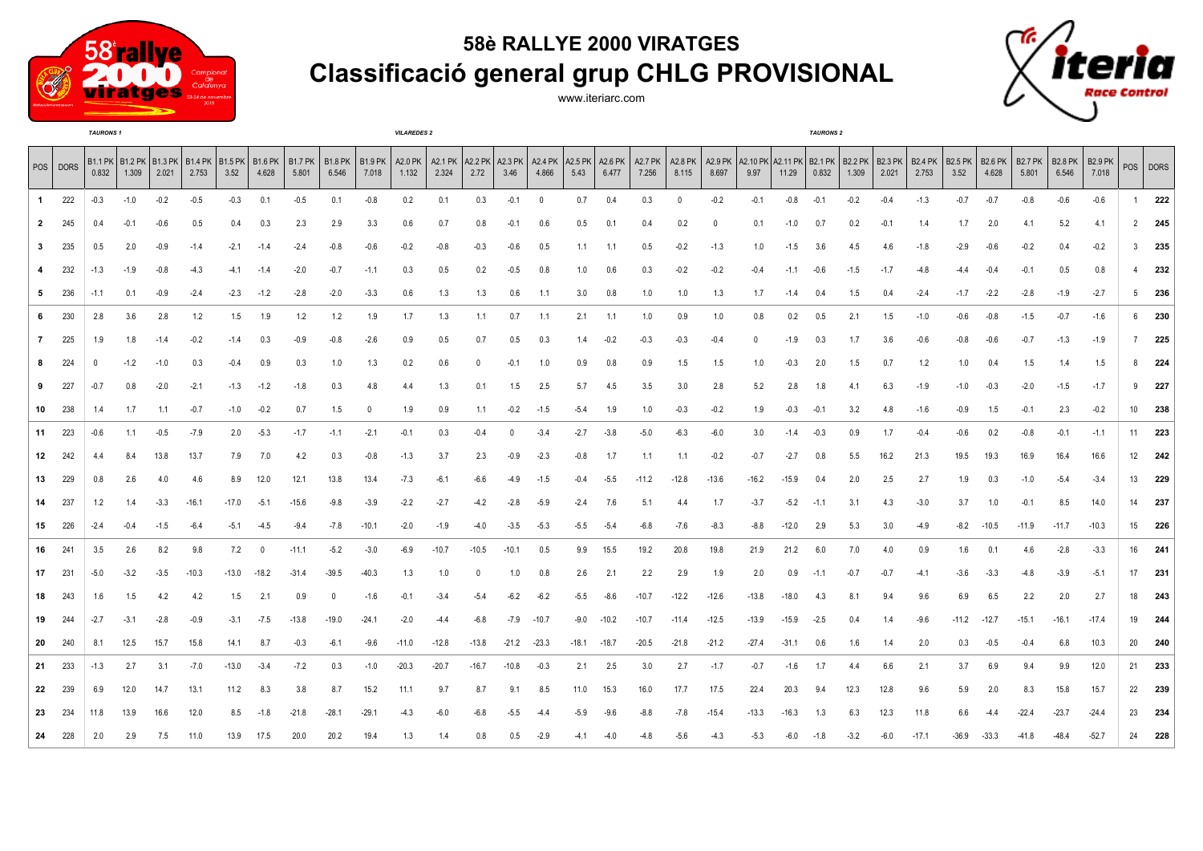# 58è RALLYE 2000 VIRATGES

## Classificació general grup CHLG PROVISIONAL

www.iteriarc.com

| | | TAURONS 1 | | | | | | | | | VILAREDES 2 | | | | | | | | | | | | TAURONS 2 | | | | | | | | | | |
|---|---|---|---|---|---|---|---|---|---|---|---|---|---|---|---|---|---|---|---|---|---|---|---|---|---|---|---|---|---|---|---|---|---|
| POS | DORS | B1.1 PK 0.832 | B1.2 PK 1.309 | B1.3 PK 2.021 | B1.4 PK 2.753 | B1.5 PK 3.52 | B1.6 PK 4.628 | B1.7 PK 5.801 | B1.8 PK 6.546 | B1.9 PK 7.018 | A2.0 PK 1.132 | A2.1 PK 2.324 | A2.2 PK 2.72 | A2.3 PK 3.46 | A2.4 PK 4.866 | A2.5 PK 5.43 | A2.6 PK 6.477 | A2.7 PK 7.256 | A2.8 PK 8.115 | A2.9 PK 8.697 | A2.10 PK 9.97 | A2.11 PK 11.29 | B2.1 PK 0.832 | B2.2 PK 1.309 | B2.3 PK 2.021 | B2.4 PK 2.753 | B2.5 PK 3.52 | B2.6 PK 4.628 | B2.7 PK 5.801 | B2.8 PK 6.546 | B2.9 PK 7.018 | POS | DORS |
| 1 | 222 | -0.3 | -1.0 | -0.2 | -0.5 | -0.3 | 0.1 | -0.5 | 0.1 | -0.8 | 0.2 | 0.1 | 0.3 | -0.1 | 0 | 0.7 | 0.4 | 0.3 | 0 | -0.2 | -0.1 | -0.8 | -0.1 | -0.2 | -0.4 | -1.3 | -0.7 | -0.7 | -0.8 | -0.6 | -0.6 | 1 | 222 |
| 2 | 245 | 0.4 | -0.1 | -0.6 | 0.5 | 0.4 | 0.3 | 2.3 | 2.9 | 3.3 | 0.6 | 0.7 | 0.8 | -0.1 | 0.6 | 0.5 | 0.1 | 0.4 | 0.2 | 0 | 0.1 | -1.0 | 0.7 | 0.2 | -0.1 | 1.4 | 1.7 | 2.0 | 4.1 | 5.2 | 4.1 | 2 | 245 |
| 3 | 235 | 0.5 | 2.0 | -0.9 | -1.4 | -2.1 | -1.4 | -2.4 | -0.8 | -0.6 | -0.2 | -0.8 | -0.3 | -0.6 | 0.5 | 1.1 | 1.1 | 0.5 | -0.2 | -1.3 | 1.0 | -1.5 | 3.6 | 4.5 | 4.6 | -1.8 | -2.9 | -0.6 | -0.2 | 0.4 | -0.2 | 3 | 235 |
| 4 | 232 | -1.3 | -1.9 | -0.8 | -4.3 | -4.1 | -1.4 | -2.0 | -0.7 | -1.1 | 0.3 | 0.5 | 0.2 | -0.5 | 0.8 | 1.0 | 0.6 | 0.3 | -0.2 | -0.2 | -0.4 | -1.1 | -0.6 | -1.5 | -1.7 | -4.8 | -4.4 | -0.4 | -0.1 | 0.5 | 0.8 | 4 | 232 |
| 5 | 236 | -1.1 | 0.1 | -0.9 | -2.4 | -2.3 | -1.2 | -2.8 | -2.0 | -3.3 | 0.6 | 1.3 | 1.3 | 0.6 | 1.1 | 3.0 | 0.8 | 1.0 | 1.0 | 1.3 | 1.7 | -1.4 | 0.4 | 1.5 | 0.4 | -2.4 | -1.7 | -2.2 | -2.8 | -1.9 | -2.7 | 5 | 236 |
| 6 | 230 | 2.8 | 3.6 | 2.8 | 1.2 | 1.5 | 1.9 | 1.2 | 1.2 | 1.9 | 1.7 | 1.3 | 1.1 | 0.7 | 1.1 | 2.1 | 1.1 | 1.0 | 0.9 | 1.0 | 0.8 | 0.2 | 0.5 | 2.1 | 1.5 | -1.0 | -0.6 | -0.8 | -1.5 | -0.7 | -1.6 | 6 | 230 |
| 7 | 225 | 1.9 | 1.8 | -1.4 | -0.2 | -1.4 | 0.3 | -0.9 | -0.8 | -2.6 | 0.9 | 0.5 | 0.7 | 0.5 | 0.3 | 1.4 | -0.2 | -0.3 | -0.3 | -0.4 | 0 | -1.9 | 0.3 | 1.7 | 3.6 | -0.6 | -0.8 | -0.6 | -0.7 | -1.3 | -1.9 | 7 | 225 |
| 8 | 224 | 0 | -1.2 | -1.0 | 0.3 | -0.4 | 0.9 | 0.3 | 1.0 | 1.3 | 0.2 | 0.6 | 0 | -0.1 | 1.0 | 0.9 | 0.8 | 0.9 | 1.5 | 1.5 | 1.0 | -0.3 | 2.0 | 1.5 | 0.7 | 1.2 | 1.0 | 0.4 | 1.5 | 1.4 | 1.5 | 8 | 224 |
| 9 | 227 | -0.7 | 0.8 | -2.0 | -2.1 | -1.3 | -1.2 | -1.8 | 0.3 | 4.8 | 4.4 | 1.3 | 0.1 | 1.5 | 2.5 | 5.7 | 4.5 | 3.5 | 3.0 | 2.8 | 5.2 | 2.8 | 1.8 | 4.1 | 6.3 | -1.9 | -1.0 | -0.3 | -2.0 | -1.5 | -1.7 | 9 | 227 |
| 10 | 238 | 1.4 | 1.7 | 1.1 | -0.7 | -1.0 | -0.2 | 0.7 | 1.5 | 0 | 1.9 | 0.9 | 1.1 | -0.2 | -1.5 | -5.4 | 1.9 | 1.0 | -0.3 | -0.2 | 1.9 | -0.3 | -0.1 | 3.2 | 4.8 | -1.6 | -0.9 | 1.5 | -0.1 | 2.3 | -0.2 | 10 | 238 |
| 11 | 223 | -0.6 | 1.1 | -0.5 | -7.9 | 2.0 | -5.3 | -1.7 | -1.1 | -2.1 | -0.1 | 0.3 | -0.4 | 0 | -3.4 | -2.7 | -3.8 | -5.0 | -6.3 | -6.0 | 3.0 | -1.4 | -0.3 | 0.9 | 1.7 | -0.4 | -0.6 | 0.2 | -0.8 | -0.1 | -1.1 | 11 | 223 |
| 12 | 242 | 4.4 | 8.4 | 13.8 | 13.7 | 7.9 | 7.0 | 4.2 | 0.3 | -0.8 | -1.3 | 3.7 | 2.3 | -0.9 | -2.3 | -0.8 | 1.7 | 1.1 | 1.1 | -0.2 | -0.7 | -2.7 | 0.8 | 5.5 | 16.2 | 21.3 | 19.5 | 19.3 | 16.9 | 16.4 | 16.6 | 12 | 242 |
| 13 | 229 | 0.8 | 2.6 | 4.0 | 4.6 | 8.9 | 12.0 | 12.1 | 13.8 | 13.4 | -7.3 | -6.1 | -6.6 | -4.9 | -1.5 | -0.4 | -5.5 | -11.2 | -12.8 | -13.6 | -16.2 | -15.9 | 0.4 | 2.0 | 2.5 | 2.7 | 1.9 | 0.3 | -1.0 | -5.4 | -3.4 | 13 | 229 |
| 14 | 237 | 1.2 | 1.4 | -3.3 | -16.1 | -17.0 | -5.1 | -15.6 | -9.8 | -3.9 | -2.2 | -2.7 | -4.2 | -2.8 | -5.9 | -2.4 | 7.6 | 5.1 | 4.4 | 1.7 | -3.7 | -5.2 | -1.1 | 3.1 | 4.3 | -3.0 | 3.7 | 1.0 | -0.1 | 8.5 | 14.0 | 14 | 237 |
| 15 | 226 | -2.4 | -0.4 | -1.5 | -6.4 | -5.1 | -4.5 | -9.4 | -7.8 | -10.1 | -2.0 | -1.9 | -4.0 | -3.5 | -5.3 | -5.5 | -5.4 | -6.8 | -7.6 | -8.3 | -8.8 | -12.0 | 2.9 | 5.3 | 3.0 | -4.9 | -8.2 | -10.5 | -11.9 | -11.7 | -10.3 | 15 | 226 |
| 16 | 241 | 3.5 | 2.6 | 8.2 | 9.8 | 7.2 | 0 | -11.1 | -5.2 | -3.0 | -6.9 | -10.7 | -10.5 | -10.1 | 0.5 | 9.9 | 15.5 | 19.2 | 20.8 | 19.8 | 21.9 | 21.2 | 6.0 | 7.0 | 4.0 | 0.9 | 1.6 | 0.1 | 4.6 | -2.8 | -3.3 | 16 | 241 |
| 17 | 231 | -5.0 | -3.2 | -3.5 | -10.3 | -13.0 | -18.2 | -31.4 | -39.5 | -40.3 | 1.3 | 1.0 | 0 | 1.0 | 0.8 | 2.6 | 2.1 | 2.2 | 2.9 | 1.9 | 2.0 | 0.9 | -1.1 | -0.7 | -0.7 | -4.1 | -3.6 | -3.3 | -4.8 | -3.9 | -5.1 | 17 | 231 |
| 18 | 243 | 1.6 | 1.5 | 4.2 | 4.2 | 1.5 | 2.1 | 0.9 | 0 | -1.6 | -0.1 | -3.4 | -5.4 | -6.2 | -6.2 | -5.5 | -8.6 | -10.7 | -12.2 | -12.6 | -13.8 | -18.0 | 4.3 | 8.1 | 9.4 | 9.6 | 6.9 | 6.5 | 2.2 | 2.0 | 2.7 | 18 | 243 |
| 19 | 244 | -2.7 | -3.1 | -2.8 | -0.9 | -3.1 | -7.5 | -13.8 | -19.0 | -24.1 | -2.0 | -4.4 | -6.8 | -7.9 | -10.7 | -9.0 | -10.2 | -10.7 | -11.4 | -12.5 | -13.9 | -15.9 | -2.5 | 0.4 | 1.4 | -9.6 | -11.2 | -12.7 | -15.1 | -16.1 | -17.4 | 19 | 244 |
| 20 | 240 | 8.1 | 12.5 | 15.7 | 15.8 | 14.1 | 8.7 | -0.3 | -6.1 | -9.6 | -11.0 | -12.8 | -13.8 | -21.2 | -23.3 | -18.1 | -18.7 | -20.5 | -21.8 | -21.2 | -27.4 | -31.1 | 0.6 | 1.6 | 1.4 | 2.0 | 0.3 | -0.5 | -0.4 | 6.8 | 10.3 | 20 | 240 |
| 21 | 233 | -1.3 | 2.7 | 3.1 | -7.0 | -13.0 | -3.4 | -7.2 | 0.3 | -1.0 | -20.3 | -20.7 | -16.7 | -10.8 | -0.3 | 2.1 | 2.5 | 3.0 | 2.7 | -1.7 | -0.7 | -1.6 | 1.7 | 4.4 | 6.6 | 2.1 | 3.7 | 6.9 | 9.4 | 9.9 | 12.0 | 21 | 233 |
| 22 | 239 | 6.9 | 12.0 | 14.7 | 13.1 | 11.2 | 8.3 | 3.8 | 8.7 | 15.2 | 11.1 | 9.7 | 8.7 | 9.1 | 8.5 | 11.0 | 15.3 | 16.0 | 17.7 | 17.5 | 22.4 | 20.3 | 9.4 | 12.3 | 12.8 | 9.6 | 5.9 | 2.0 | 8.3 | 15.8 | 15.7 | 22 | 239 |
| 23 | 234 | 11.8 | 13.9 | 16.6 | 12.0 | 8.5 | -1.8 | -21.8 | -28.1 | -29.1 | -4.3 | -6.0 | -6.8 | -5.5 | -4.4 | -5.9 | -9.6 | -8.8 | -7.8 | -15.4 | -13.3 | -16.3 | 1.3 | 6.3 | 12.3 | 11.8 | 6.6 | -4.4 | -22.4 | -23.7 | -24.4 | 23 | 234 |
| 24 | 228 | 2.0 | 2.9 | 7.5 | 11.0 | 13.9 | 17.5 | 20.0 | 20.2 | 19.4 | 1.3 | 1.4 | 0.8 | 0.5 | -2.9 | -4.1 | -4.0 | -4.8 | -5.6 | -4.3 | -5.3 | -6.0 | -1.8 | -3.2 | -6.0 | -17.1 | -36.9 | -33.3 | -41.8 | -48.4 | -52.7 | 24 | 228 |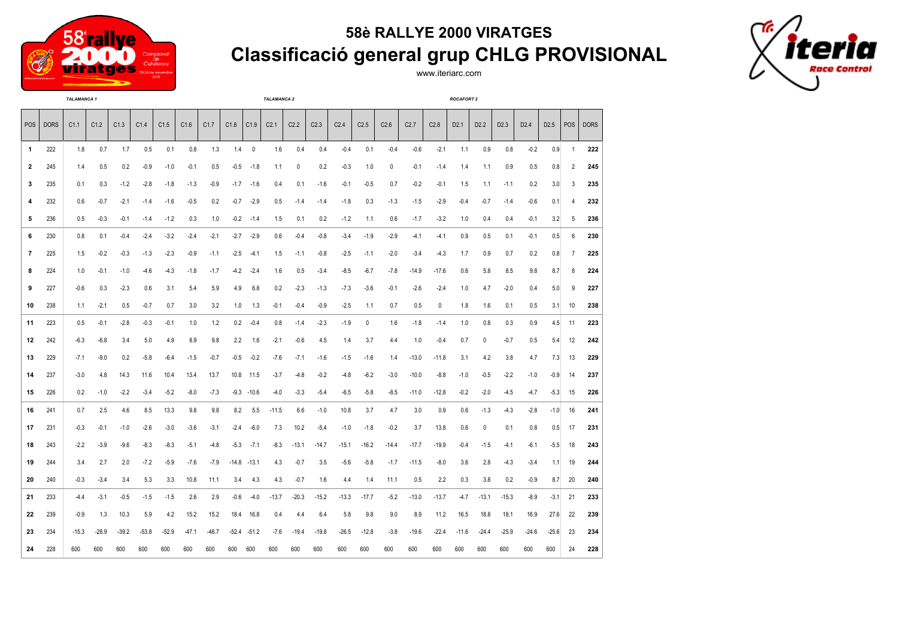# 58è RALLYE 2000 VIRATGES

## Classificació general grup CHLG PROVISIONAL

www.iteriarc.com

*TALAMANCA 1* — *TALAMANCA 2* — *ROCAFORT 2*

| POS | DORS | C1.1 | C1.2 | C1.3 | C1.4 | C1.5 | C1.6 | C1.7 | C1.8 | C1.9 | C2.1 | C2.2 | C2.3 | C2.4 | C2.5 | C2.6 | C2.7 | C2.8 | D2.1 | D2.2 | D2.3 | D2.4 | D2.5 | POS | DORS |
|---|---|---|---|---|---|---|---|---|---|---|---|---|---|---|---|---|---|---|---|---|---|---|---|---|---|
| **1** | 222 | 1.8 | 0.7 | 1.7 | 0.5 | 0.1 | 0.8 | 1.3 | 1.4 | 0 | 1.6 | 0.4 | 0.4 | -0.4 | 0.1 | -0.4 | -0.6 | -2.1 | 1.1 | 0.9 | 0.8 | -0.2 | 0.9 | 1 | **222** |
| **2** | 245 | 1.4 | 0.5 | 0.2 | -0.9 | -1.0 | -0.1 | 0.5 | -0.5 | -1.8 | 1.1 | 0 | 0.2 | -0.3 | 1.0 | 0 | -0.1 | -1.4 | 1.4 | 1.1 | 0.9 | 0.5 | 0.8 | 2 | **245** |
| **3** | 235 | 0.1 | 0.3 | -1.2 | -2.8 | -1.8 | -1.3 | -0.9 | -1.7 | -1.6 | 0.4 | 0.1 | -1.6 | -0.1 | -0.5 | 0.7 | -0.2 | -0.1 | 1.5 | 1.1 | -1.1 | 0.2 | 3.0 | 3 | **235** |
| **4** | 232 | 0.6 | -0.7 | -2.1 | -1.4 | -1.6 | -0.5 | 0.2 | -0.7 | -2.9 | 0.5 | -1.4 | -1.4 | -1.8 | 0.3 | -1.3 | -1.5 | -2.9 | -0.4 | -0.7 | -1.4 | -0.6 | 0.1 | 4 | **232** |
| **5** | 236 | 0.5 | -0.3 | -0.1 | -1.4 | -1.2 | 0.3 | 1.0 | -0.2 | -1.4 | 1.5 | 0.1 | 0.2 | -1.2 | 1.1 | 0.6 | -1.7 | -3.2 | 1.0 | 0.4 | 0.4 | -0.1 | 3.2 | 5 | **236** |
| **6** | 230 | 0.8 | 0.1 | -0.4 | -2.4 | -3.2 | -2.4 | -2.1 | -2.7 | -2.9 | 0.6 | -0.4 | -0.8 | -3.4 | -1.9 | -2.9 | -4.1 | -4.1 | 0.9 | 0.5 | 0.1 | -0.1 | 0.5 | 6 | **230** |
| **7** | 225 | 1.5 | -0.2 | -0.3 | -1.3 | -2.3 | -0.9 | -1.1 | -2.5 | -4.1 | 1.5 | -1.1 | -0.8 | -2.5 | -1.1 | -2.0 | -3.4 | -4.3 | 1.7 | 0.9 | 0.7 | 0.2 | 0.8 | 7 | **225** |
| **8** | 224 | 1.0 | -0.1 | -1.0 | -4.6 | -4.3 | -1.8 | -1.7 | -4.2 | -2.4 | 1.6 | 0.5 | -3.4 | -8.5 | -6.7 | -7.8 | -14.9 | -17.6 | 0.6 | 5.8 | 8.5 | 9.8 | 8.7 | 8 | **224** |
| **9** | 227 | -0.6 | 0.3 | -2.3 | 0.6 | 3.1 | 5.4 | 5.9 | 4.9 | 6.8 | 0.2 | -2.3 | -1.3 | -7.3 | -3.6 | -0.1 | -2.6 | -2.4 | 1.0 | 4.7 | -2.0 | 0.4 | 5.0 | 9 | **227** |
| **10** | 238 | 1.1 | -2.1 | 0.5 | -0.7 | 0.7 | 3.0 | 3.2 | 1.0 | 1.3 | -0.1 | -0.4 | -0.9 | -2.5 | 1.1 | 0.7 | 0.5 | 0 | 1.8 | 1.6 | 0.1 | 0.5 | 3.1 | 10 | **238** |
| **11** | 223 | 0.5 | -0.1 | -2.8 | -0.3 | -0.1 | 1.0 | 1.2 | 0.2 | -0.4 | 0.8 | -1.4 | -2.3 | -1.9 | 0 | 1.6 | -1.8 | -1.4 | 1.0 | 0.8 | 0.3 | 0.9 | 4.5 | 11 | **223** |
| **12** | 242 | -6.3 | -6.8 | 3.4 | 5.0 | 4.9 | 8.9 | 9.8 | 2.2 | 1.6 | -2.1 | -0.6 | 4.5 | 1.4 | 3.7 | 4.4 | 1.0 | -0.4 | 0.7 | 0 | -0.7 | 0.5 | 5.4 | 12 | **242** |
| **13** | 229 | -7.1 | -9.0 | 0.2 | -5.8 | -6.4 | -1.5 | -0.7 | -0.5 | -0.2 | -7.6 | -7.1 | -1.6 | -1.5 | -1.6 | 1.4 | -13.0 | -11.8 | 3.1 | 4.2 | 3.8 | 4.7 | 7.3 | 13 | **229** |
| **14** | 237 | -3.0 | 4.8 | 14.3 | 11.6 | 10.4 | 13.4 | 13.7 | 10.8 | 11.5 | -3.7 | -4.8 | -0.2 | -4.8 | -6.2 | -3.0 | -10.0 | -8.8 | -1.0 | -0.5 | -2.2 | -1.0 | -0.9 | 14 | **237** |
| **15** | 226 | 0.2 | -1.0 | -2.2 | -3.4 | -5.2 | -8.0 | -7.3 | -9.3 | -10.6 | -4.0 | -3.3 | -5.4 | -6.5 | -5.8 | -8.5 | -11.0 | -12.8 | -0.2 | -2.0 | -4.5 | -4.7 | -5.3 | 15 | **226** |
| **16** | 241 | 0.7 | 2.5 | 4.6 | 8.5 | 13.3 | 9.8 | 9.8 | 8.2 | 5.5 | -11.5 | 6.6 | -1.0 | 10.8 | 3.7 | 4.7 | 3.0 | 0.9 | 0.6 | -1.3 | -4.3 | -2.8 | -1.0 | 16 | **241** |
| **17** | 231 | -0.3 | -0.1 | -1.0 | -2.6 | -3.0 | -3.6 | -3.1 | -2.4 | -6.0 | 7.3 | 10.2 | -5.4 | -1.0 | -1.8 | -0.2 | 3.7 | 13.8 | 0.6 | 0 | 0.1 | 0.8 | 0.5 | 17 | **231** |
| **18** | 243 | -2.2 | -3.9 | -9.6 | -8.3 | -8.3 | -5.1 | -4.8 | -5.3 | -7.1 | -8.3 | -13.1 | -14.7 | -15.1 | -16.2 | -14.4 | -17.7 | -19.9 | -0.4 | -1.5 | -4.1 | -6.1 | -5.5 | 18 | **243** |
| **19** | 244 | 3.4 | 2.7 | 2.0 | -7.2 | -5.9 | -7.6 | -7.9 | -14.8 | -13.1 | 4.3 | -0.7 | 3.5 | -5.6 | -5.8 | -1.7 | -11.5 | -8.0 | 3.6 | 2.8 | -4.3 | -3.4 | 1.1 | 19 | **244** |
| **20** | 240 | -0.3 | -3.4 | 3.4 | 5.3 | 3.3 | 10.8 | 11.1 | 3.4 | 4.3 | 4.3 | -0.7 | 1.6 | 4.4 | 1.4 | 11.1 | 0.5 | 2.2 | 0.3 | 3.8 | 0.2 | -0.9 | 8.7 | 20 | **240** |
| **21** | 233 | -4.4 | -3.1 | -0.5 | -1.5 | -1.5 | 2.6 | 2.9 | -0.6 | -4.0 | -13.7 | -20.3 | -15.2 | -13.3 | -17.7 | -5.2 | -13.0 | -13.7 | -4.7 | -13.1 | -15.3 | -8.9 | -3.1 | 21 | **233** |
| **22** | 239 | -0.9 | 1.3 | 10.3 | 5.9 | 4.2 | 15.2 | 15.2 | 18.4 | 16.8 | 0.4 | 4.4 | 6.4 | 5.8 | 9.8 | 9.0 | 8.9 | 11.2 | 16.5 | 18.8 | 18.1 | 16.9 | 27.6 | 22 | **239** |
| **23** | 234 | -15.3 | -28.9 | -39.2 | -53.8 | -52.9 | -47.1 | -46.7 | -52.4 | -51.2 | -7.6 | -19.4 | -19.8 | -26.5 | -12.8 | -3.8 | -19.6 | -22.4 | -11.6 | -24.4 | -25.9 | -24.6 | -25.6 | 23 | **234** |
| **24** | 228 | 600 | 600 | 600 | 600 | 600 | 600 | 600 | 600 | 600 | 600 | 600 | 600 | 600 | 600 | 600 | 600 | 600 | 600 | 600 | 600 | 600 | 600 | 24 | **228** |